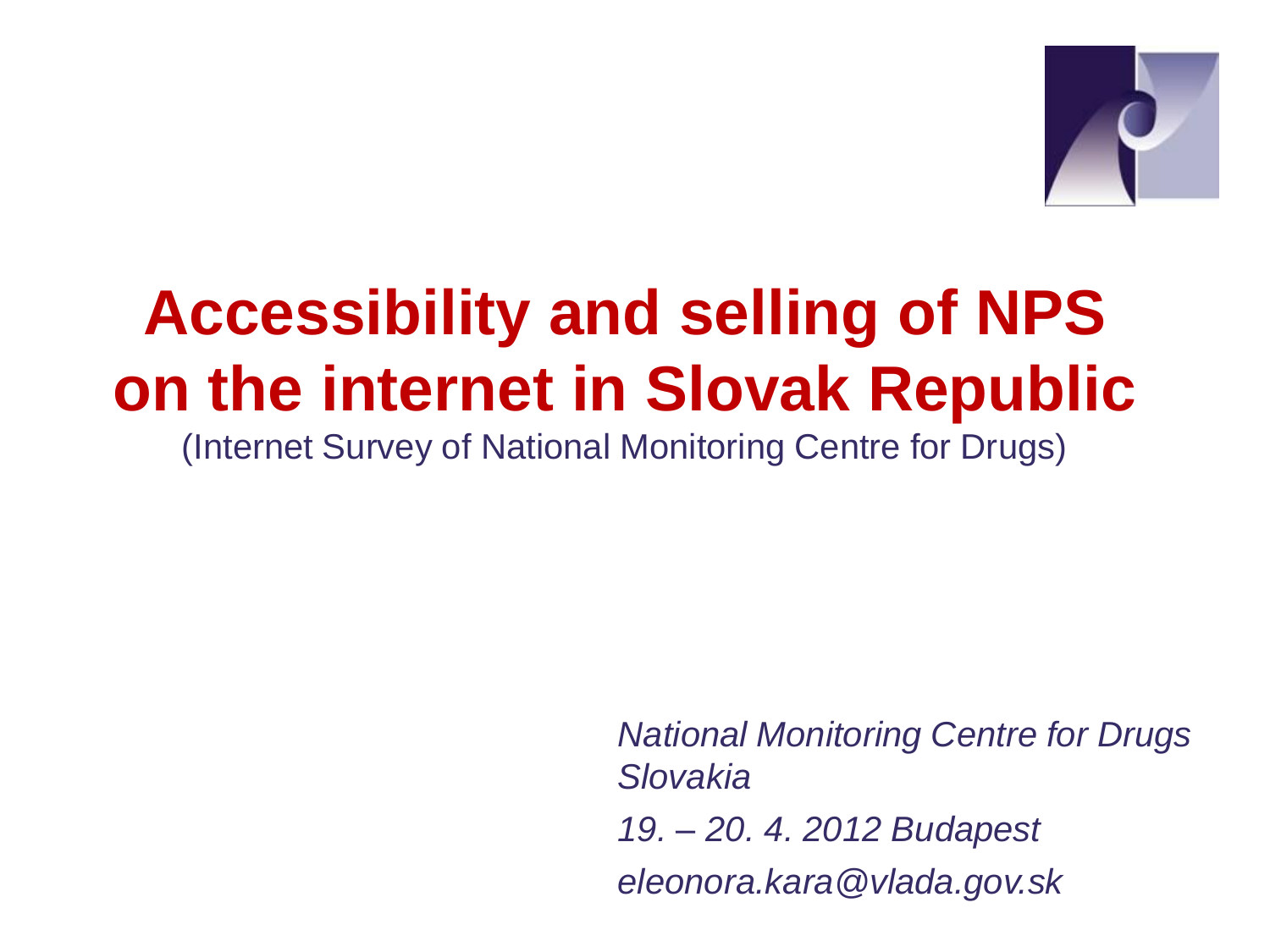# Accessibility and selling of NPS on the internet in Slovak Republic

(Internet Survey of National Monitoring Centre for Drugs)

*National Monitoring Centre for Drugs Slovakia*

*19. – 20. 4. 2012 Budapest*

*eleonora.kara@vlada.gov.sk*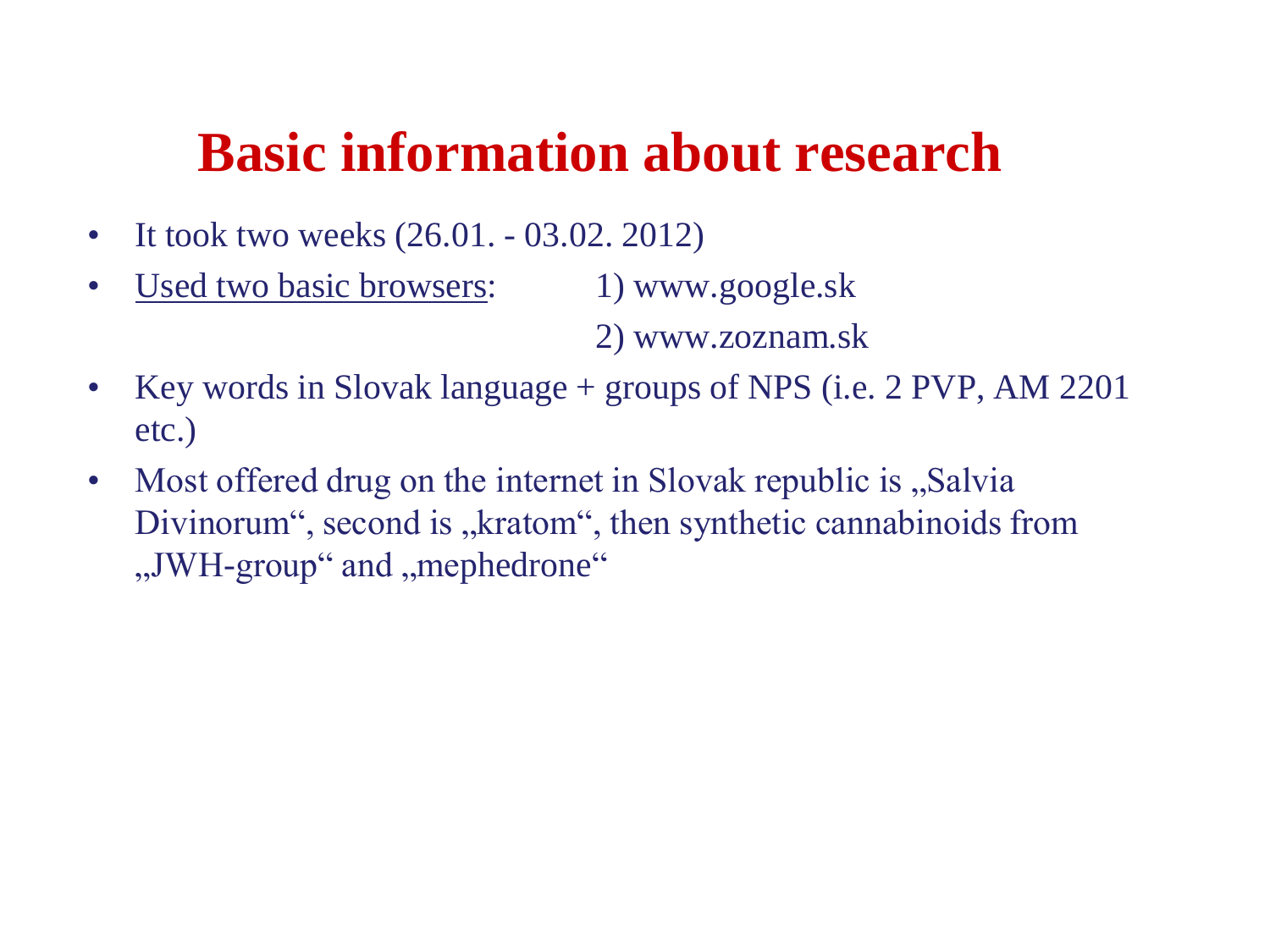# Basic information about research

- It took two weeks (26.01. - 03.02. 2012)
- <u>Used two basic browsers</u>: 1) www.google.sk
  2) www.zoznam.sk
- Key words in Slovak language + groups of NPS (i.e. 2 PVP, AM 2201 etc.)
- Most offered drug on the internet in Slovak republic is „Salvia Divinorum“, second is „kratom“, then synthetic cannabinoids from „JWH-group“ and „mephedrone“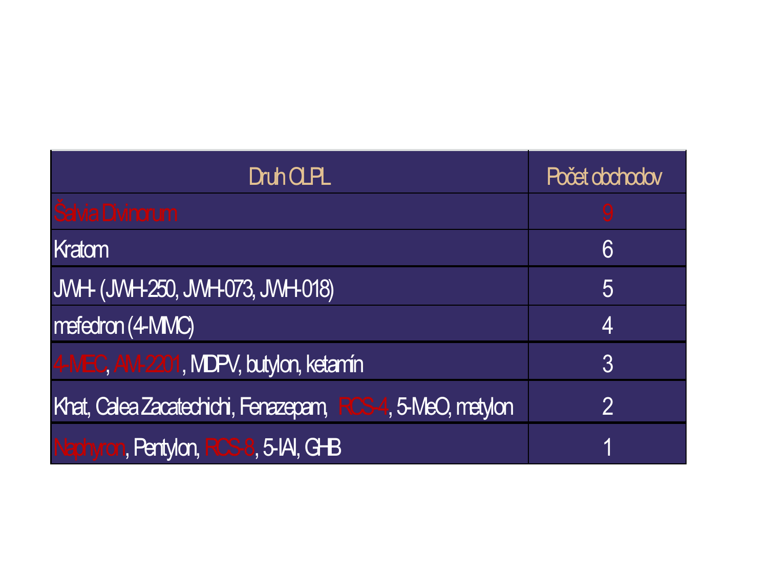| Druh OLPL | Počet obchodov |
|---|---|
| Šalvia Divinorum | 9 |
| Kratom | 6 |
| JWH- (JWH-250, JWH-073, JWH-018) | 5 |
| mefedron (4-MMC) | 4 |
| 4-MEC, AM-2201, MDPV, butylon, ketamín | 3 |
| Khat, Calea Zacatechichi, Fenazepam, RCS-4, 5-MeO, metylon | 2 |
| Naphyron, Pentylon, RCS-8, 5-IAI, GHB | 1 |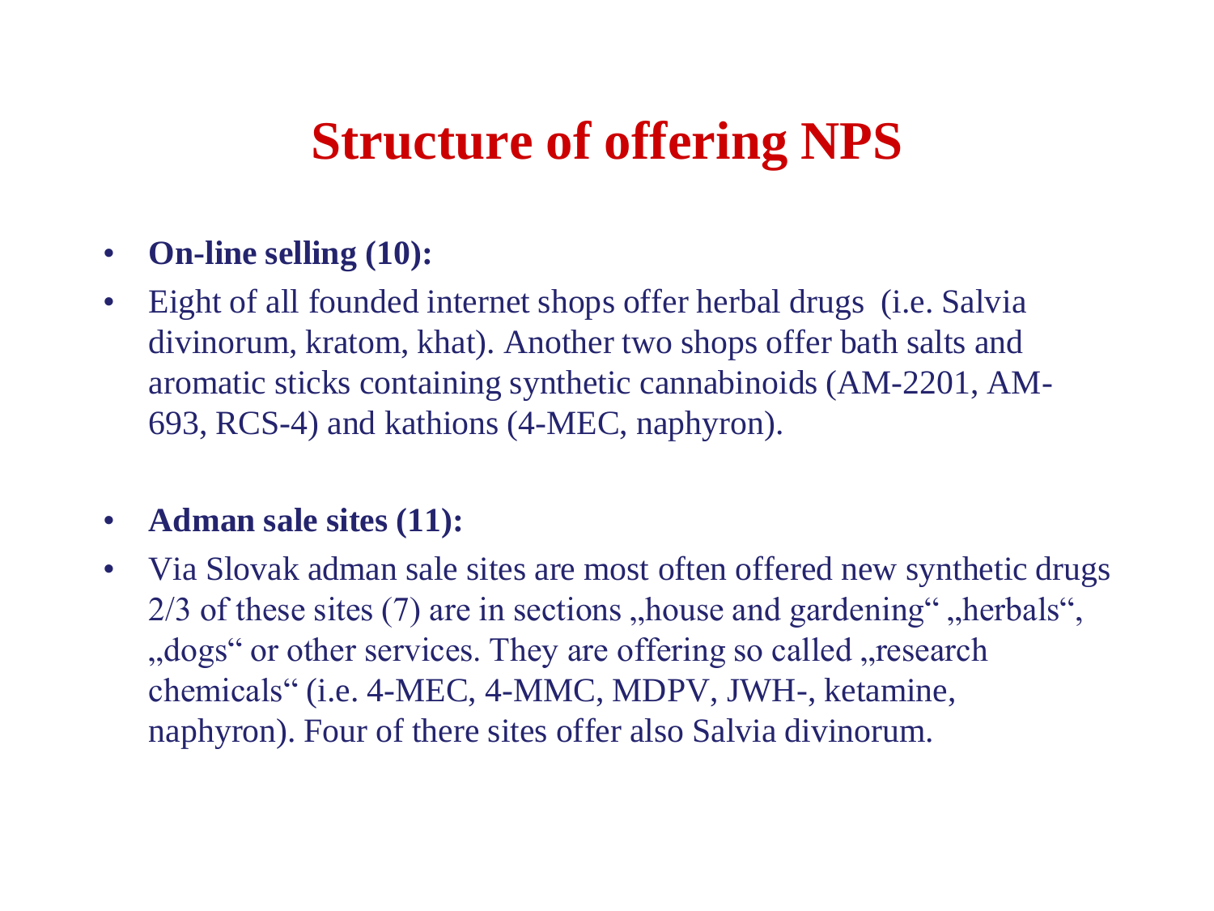# Structure of offering NPS

- **On-line selling (10):**
- Eight of all founded internet shops offer herbal drugs (i.e. Salvia divinorum, kratom, khat). Another two shops offer bath salts and aromatic sticks containing synthetic cannabinoids (AM-2201, AM-693, RCS-4) and kathions (4-MEC, naphyron).

- **Adman sale sites (11):**
- Via Slovak adman sale sites are most often offered new synthetic drugs 2/3 of these sites (7) are in sections „house and gardening“ „herbals“, „dogs“ or other services. They are offering so called „research chemicals“ (i.e. 4-MEC, 4-MMC, MDPV, JWH-, ketamine, naphyron). Four of there sites offer also Salvia divinorum.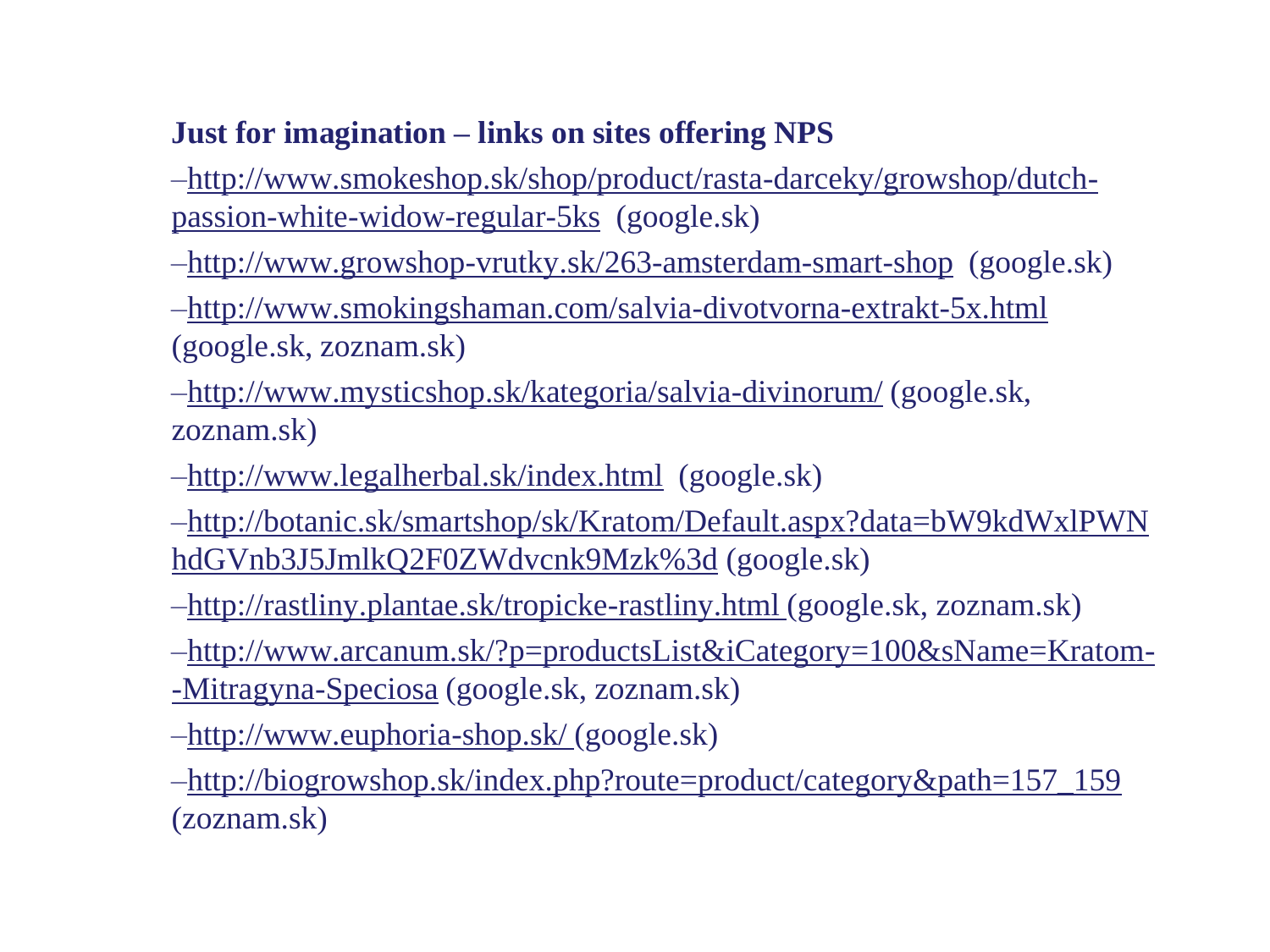**Just for imagination – links on sites offering NPS**

–http://www.smokeshop.sk/shop/product/rasta-darceky/growshop/dutch-passion-white-widow-regular-5ks (google.sk)

–http://www.growshop-vrutky.sk/263-amsterdam-smart-shop (google.sk)

–http://www.smokingshaman.com/salvia-divotvorna-extrakt-5x.html (google.sk, zoznam.sk)

–http://www.mysticshop.sk/kategoria/salvia-divinorum/ (google.sk, zoznam.sk)

–http://www.legalherbal.sk/index.html (google.sk)

–http://botanic.sk/smartshop/sk/Kratom/Default.aspx?data=bW9kdWxlPWNhdGVnb3J5JmlkQ2F0ZWdvcnk9Mzk%3d (google.sk)

–http://rastliny.plantae.sk/tropicke-rastliny.html (google.sk, zoznam.sk)

–http://www.arcanum.sk/?p=productsList&iCategory=100&sName=Kratom--Mitragyna-Speciosa (google.sk, zoznam.sk)

–http://www.euphoria-shop.sk/ (google.sk)

–http://biogrowshop.sk/index.php?route=product/category&path=157_159 (zoznam.sk)